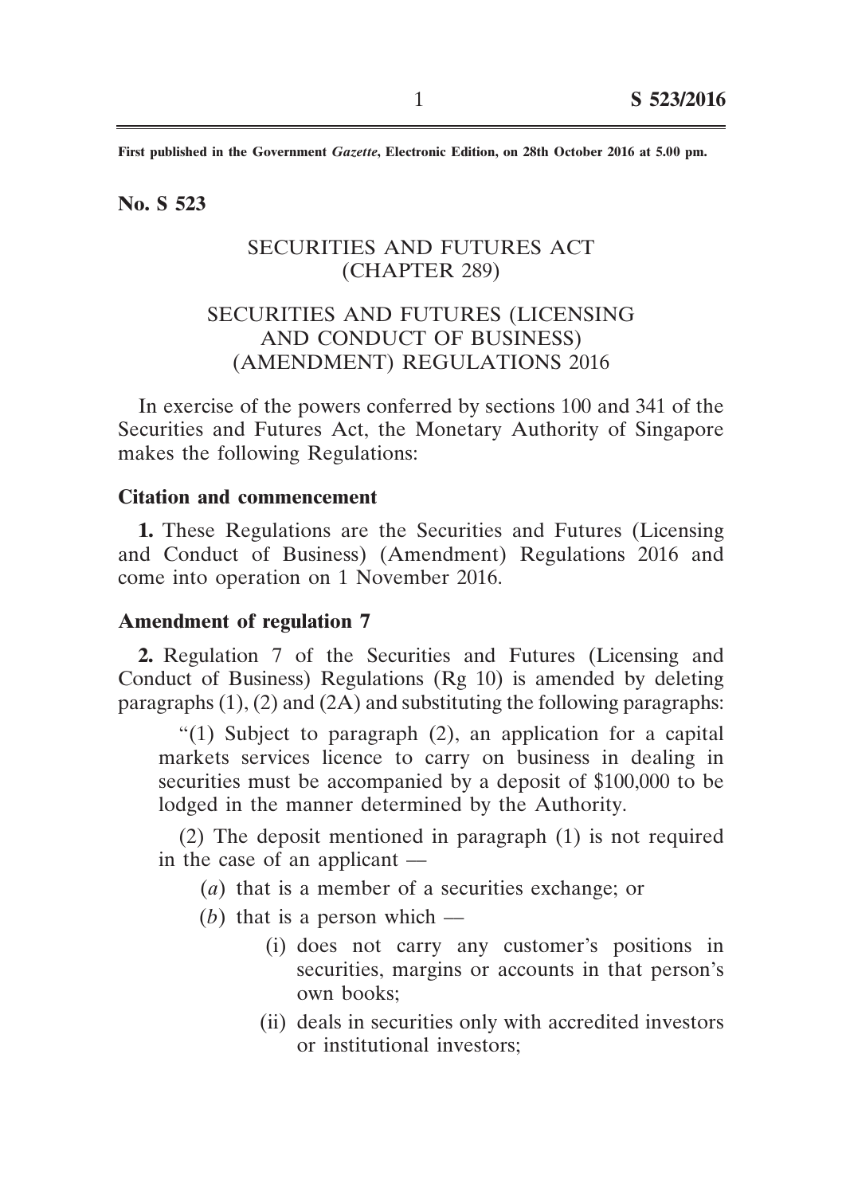First published in the Government *Gazette*, Electronic Edition, on 28th October 2016 at 5.00 pm.

**No. S 523**

# SECURITIES AND FUTURES ACT (CHAPTER 289)

# SECURITIES AND FUTURES (LICENSING AND CONDUCT OF BUSINESS) (AMENDMENT) REGULATIONS 2016

In exercise of the powers conferred by sections 100 and 341 of the Securities and Futures Act, the Monetary Authority of Singapore makes the following Regulations:

### Citation and commencement

**1.** These Regulations are the Securities and Futures (Licensing and Conduct of Business) (Amendment) Regulations 2016 and come into operation on 1 November 2016.

### Amendment of regulation 7

**2.** Regulation 7 of the Securities and Futures (Licensing and Conduct of Business) Regulations (Rg 10) is amended by deleting paragraphs (1), (2) and (2A) and substituting the following paragraphs:

> "(1) Subject to paragraph (2), an application for a capital markets services licence to carry on business in dealing in securities must be accompanied by a deposit of $100,000 to be lodged in the manner determined by the Authority.
>
> (2) The deposit mentioned in paragraph (1) is not required in the case of an applicant —
>
> (*a*) that is a member of a securities exchange; or
>
> (*b*) that is a person which —
>
> (i) does not carry any customer's positions in securities, margins or accounts in that person's own books;
>
> (ii) deals in securities only with accredited investors or institutional investors;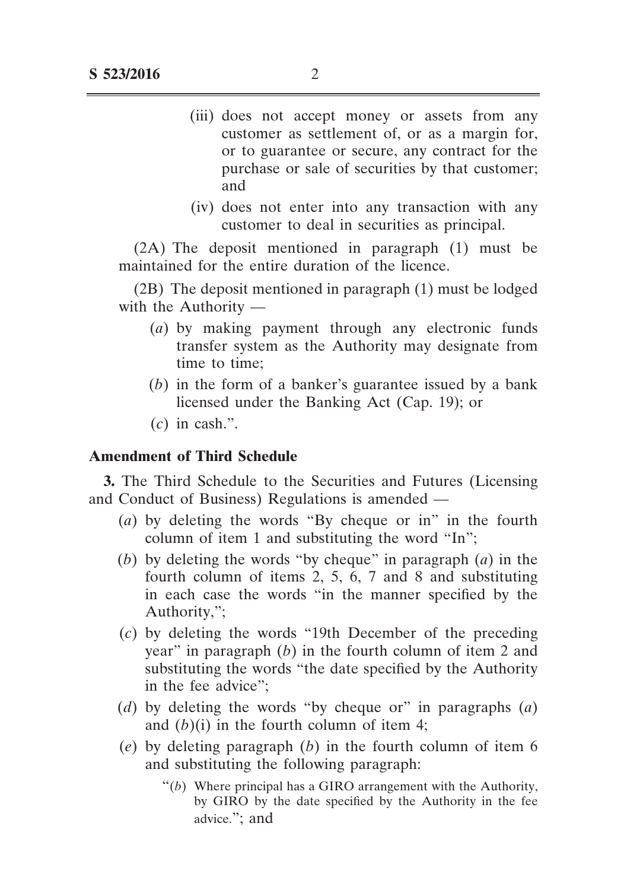(iii) does not accept money or assets from any customer as settlement of, or as a margin for, or to guarantee or secure, any contract for the purchase or sale of securities by that customer; and

(iv) does not enter into any transaction with any customer to deal in securities as principal.

(2A) The deposit mentioned in paragraph (1) must be maintained for the entire duration of the licence.

(2B) The deposit mentioned in paragraph (1) must be lodged with the Authority —

(*a*) by making payment through any electronic funds transfer system as the Authority may designate from time to time;

(*b*) in the form of a banker's guarantee issued by a bank licensed under the Banking Act (Cap. 19); or

(*c*) in cash.".

**Amendment of Third Schedule**

**3.** The Third Schedule to the Securities and Futures (Licensing and Conduct of Business) Regulations is amended —

(*a*) by deleting the words "By cheque or in" in the fourth column of item 1 and substituting the word "In";

(*b*) by deleting the words "by cheque" in paragraph (*a*) in the fourth column of items 2, 5, 6, 7 and 8 and substituting in each case the words "in the manner specified by the Authority,";

(*c*) by deleting the words "19th December of the preceding year" in paragraph (*b*) in the fourth column of item 2 and substituting the words "the date specified by the Authority in the fee advice";

(*d*) by deleting the words "by cheque or" in paragraphs (*a*) and (*b*)(i) in the fourth column of item 4;

(*e*) by deleting paragraph (*b*) in the fourth column of item 6 and substituting the following paragraph:

"(*b*) Where principal has a GIRO arrangement with the Authority, by GIRO by the date specified by the Authority in the fee advice."; and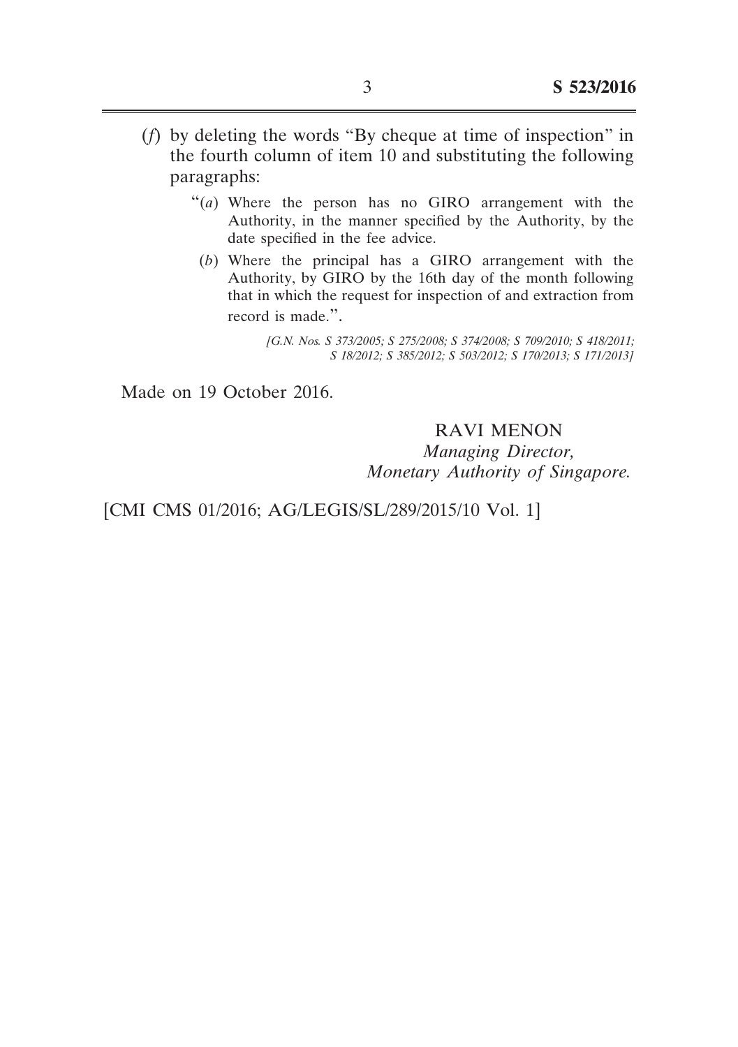(*f*) by deleting the words "By cheque at time of inspection" in the fourth column of item 10 and substituting the following paragraphs:

"(*a*) Where the person has no GIRO arrangement with the Authority, in the manner specified by the Authority, by the date specified in the fee advice.

(*b*) Where the principal has a GIRO arrangement with the Authority, by GIRO by the 16th day of the month following that in which the request for inspection of and extraction from record is made.".

*[G.N. Nos. S 373/2005; S 275/2008; S 374/2008; S 709/2010; S 418/2011; S 18/2012; S 385/2012; S 503/2012; S 170/2013; S 171/2013]*

Made on 19 October 2016.

RAVI MENON
*Managing Director,*
*Monetary Authority of Singapore.*

[CMI CMS 01/2016; AG/LEGIS/SL/289/2015/10 Vol. 1]